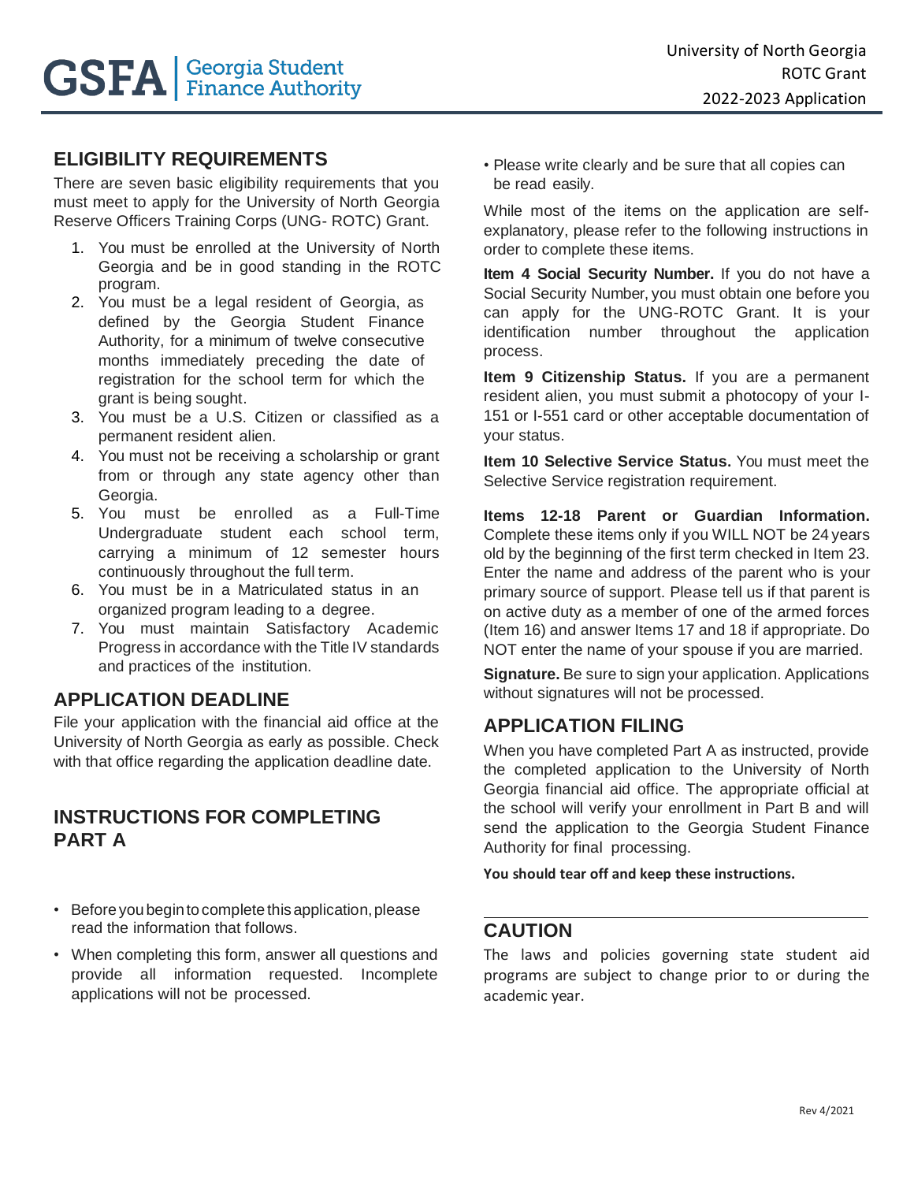GSFA | Georgia Student Finance Authority

University of North Georgia
ROTC Grant
2022-2023 Application

## ELIGIBILITY REQUIREMENTS

There are seven basic eligibility requirements that you must meet to apply for the University of North Georgia Reserve Officers Training Corps (UNG- ROTC) Grant.

1. You must be enrolled at the University of North Georgia and be in good standing in the ROTC program.
2. You must be a legal resident of Georgia, as defined by the Georgia Student Finance Authority, for a minimum of twelve consecutive months immediately preceding the date of registration for the school term for which the grant is being sought.
3. You must be a U.S. Citizen or classified as a permanent resident alien.
4. You must not be receiving a scholarship or grant from or through any state agency other than Georgia.
5. You must be enrolled as a Full-Time Undergraduate student each school term, carrying a minimum of 12 semester hours continuously throughout the full term.
6. You must be in a Matriculated status in an organized program leading to a degree.
7. You must maintain Satisfactory Academic Progress in accordance with the Title IV standards and practices of the institution.

## APPLICATION DEADLINE

File your application with the financial aid office at the University of North Georgia as early as possible. Check with that office regarding the application deadline date.

## INSTRUCTIONS FOR COMPLETING PART A

- Before you begin to complete this application, please read the information that follows.
- When completing this form, answer all questions and provide all information requested. Incomplete applications will not be processed.
- Please write clearly and be sure that all copies can be read easily.

While most of the items on the application are self-explanatory, please refer to the following instructions in order to complete these items.

**Item 4 Social Security Number.** If you do not have a Social Security Number, you must obtain one before you can apply for the UNG-ROTC Grant. It is your identification number throughout the application process.

**Item 9 Citizenship Status.** If you are a permanent resident alien, you must submit a photocopy of your I-151 or I-551 card or other acceptable documentation of your status.

**Item 10 Selective Service Status.** You must meet the Selective Service registration requirement.

**Items 12-18 Parent or Guardian Information.** Complete these items only if you WILL NOT be 24 years old by the beginning of the first term checked in Item 23. Enter the name and address of the parent who is your primary source of support. Please tell us if that parent is on active duty as a member of one of the armed forces (Item 16) and answer Items 17 and 18 if appropriate. Do NOT enter the name of your spouse if you are married.

**Signature.** Be sure to sign your application. Applications without signatures will not be processed.

## APPLICATION FILING

When you have completed Part A as instructed, provide the completed application to the University of North Georgia financial aid office. The appropriate official at the school will verify your enrollment in Part B and will send the application to the Georgia Student Finance Authority for final processing.

**You should tear off and keep these instructions.**

## CAUTION

The laws and policies governing state student aid programs are subject to change prior to or during the academic year.

Rev 4/2021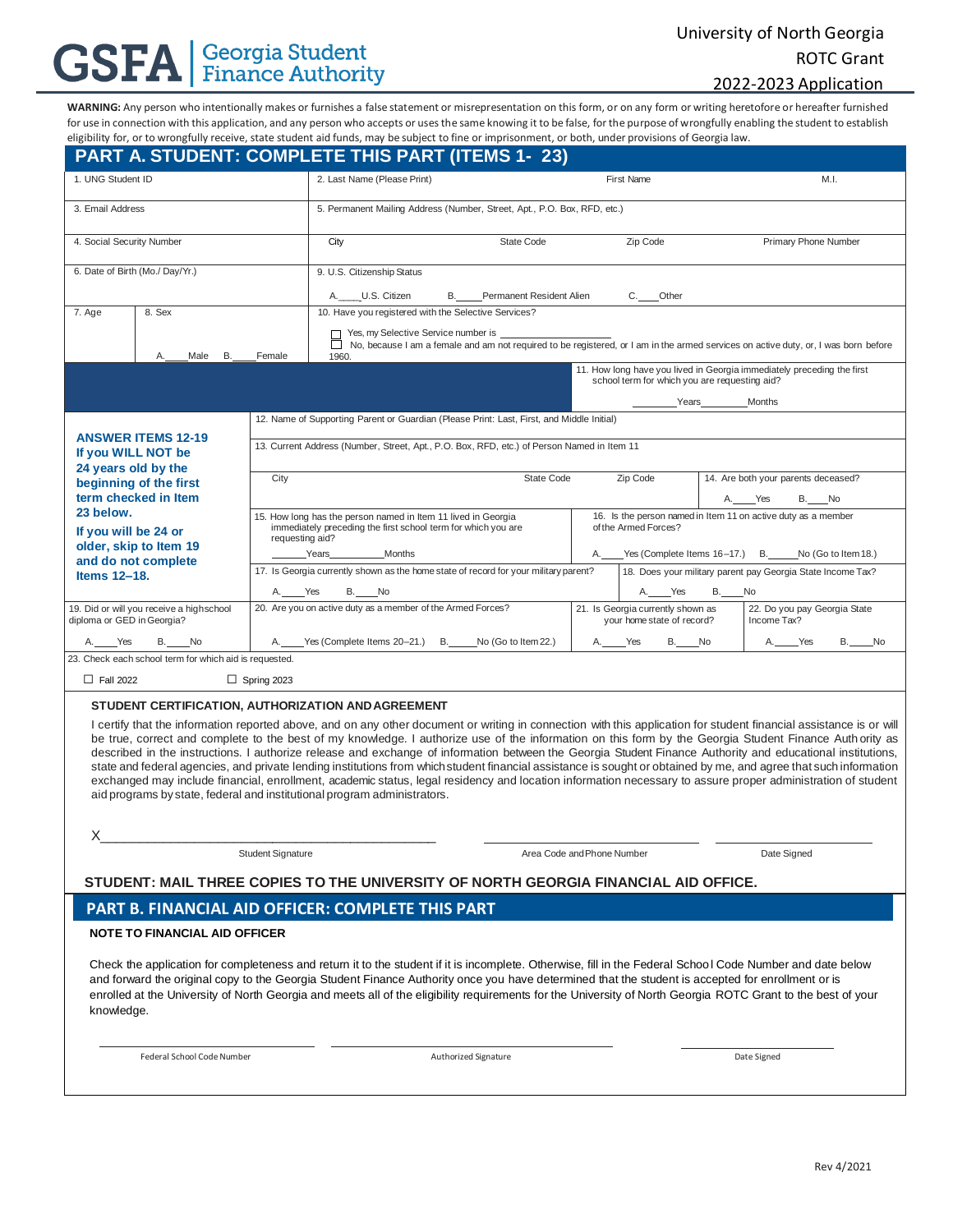GSFA | Georgia Student Finance Authority

University of North Georgia
ROTC Grant
2022-2023 Application

**WARNING:** Any person who intentionally makes or furnishes a false statement or misrepresentation on this form, or on any form or writing heretofore or hereafter furnished for use in connection with this application, and any person who accepts or uses the same knowing it to be false, for the purpose of wrongfully enabling the student to establish eligibility for, or to wrongfully receive, state student aid funds, may be subject to fine or imprisonment, or both, under provisions of Georgia law.

## PART A. STUDENT: COMPLETE THIS PART (ITEMS 1- 23)

1. UNG Student ID

2. Last Name (Please Print) First Name M.I.

3. Email Address

5. Permanent Mailing Address (Number, Street, Apt., P.O. Box, RFD, etc.)

4. Social Security Number

City | State Code | Zip Code | Primary Phone Number

6. Date of Birth (Mo./ Day/Yr.)

9. U.S. Citizenship Status

A.____U.S. Citizen B.____Permanent Resident Alien C.____Other

7. Age

8. Sex A.____Male B.____Female

10. Have you registered with the Selective Services?

☐ Yes, my Selective Service number is ____________

☐ No, because I am a female and am not required to be registered, or I am in the armed services on active duty, or, I was born before 1960.

11. How long have you lived in Georgia immediately preceding the first school term for which you are requesting aid?

________Years________Months

**ANSWER ITEMS 12-19 If you WILL NOT be 24 years old by the beginning of the first term checked in Item 23 below.**

**If you will be 24 or older, skip to Item 19 and do not complete Items 12–18.**

12. Name of Supporting Parent or Guardian (Please Print: Last, First, and Middle Initial)

13. Current Address (Number, Street, Apt., P.O. Box, RFD, etc.) of Person Named in Item 11

City | State Code | Zip Code

14. Are both your parents deceased? A.____Yes B.____No

15. How long has the person named in Item 11 lived in Georgia immediately preceding the first school term for which you are requesting aid?

______Years__________Months

16. Is the person named in Item 11 on active duty as a member of the Armed Forces?

A.____Yes (Complete Items 16–17.) B.______No (Go to Item 18.)

17. Is Georgia currently shown as the home state of record for your military parent?

A.____Yes B.____No

18. Does your military parent pay Georgia State Income Tax?

A.____Yes B.____No

19. Did or will you receive a high school diploma or GED in Georgia?

A.____Yes B.____No

20. Are you on active duty as a member of the Armed Forces?

A.____Yes (Complete Items 20–21.) B.______No (Go to Item 22.)

21. Is Georgia currently shown as your home state of record?

A.____Yes B.____No

22. Do you pay Georgia State Income Tax?

A.____Yes B.____No

23. Check each school term for which aid is requested.

☐ Fall 2022 ☐ Spring 2023

### STUDENT CERTIFICATION, AUTHORIZATION AND AGREEMENT

I certify that the information reported above, and on any other document or writing in connection with this application for student financial assistance is or will be true, correct and complete to the best of my knowledge. I authorize use of the information on this form by the Georgia Student Finance Authority as described in the instructions. I authorize release and exchange of information between the Georgia Student Finance Authority and educational institutions, state and federal agencies, and private lending institutions from which student financial assistance is sought or obtained by me, and agree that such information exchanged may include financial, enrollment, academic status, legal residency and location information necessary to assure proper administration of student aid programs by state, federal and institutional program administrators.

X________________________________________ ____________________ ____________________

Student Signature | Area Code and Phone Number | Date Signed

**STUDENT: MAIL THREE COPIES TO THE UNIVERSITY OF NORTH GEORGIA FINANCIAL AID OFFICE.**

## PART B. FINANCIAL AID OFFICER: COMPLETE THIS PART

**NOTE TO FINANCIAL AID OFFICER**

Check the application for completeness and return it to the student if it is incomplete. Otherwise, fill in the Federal School Code Number and date below and forward the original copy to the Georgia Student Finance Authority once you have determined that the student is accepted for enrollment or is enrolled at the University of North Georgia and meets all of the eligibility requirements for the University of North Georgia ROTC Grant to the best of your knowledge.

____________________ ____________________ ____________________

Federal School Code Number | Authorized Signature | Date Signed

Rev 4/2021